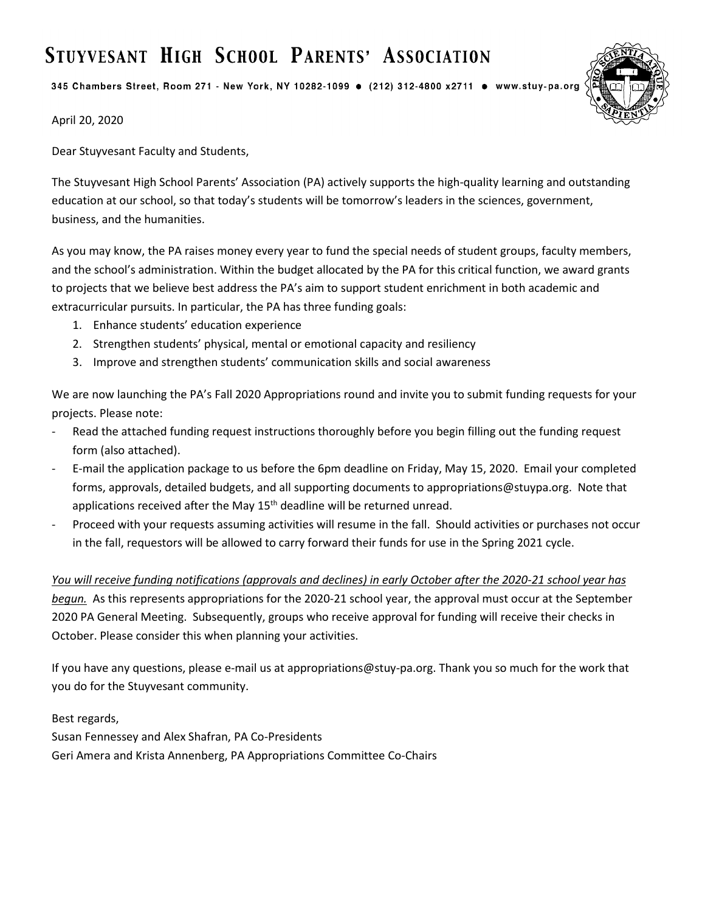# Stuyvesant High School Parents' Association

345 Chambers Street, Room 271 - New York, NY 10282-1099 ● (212) 312-4800 x2711 ● www.stuy-pa.org

April 20, 2020

Dear Stuyvesant Faculty and Students,

The Stuyvesant High School Parents' Association (PA) actively supports the high-quality learning and outstanding education at our school, so that today's students will be tomorrow's leaders in the sciences, government, business, and the humanities.

As you may know, the PA raises money every year to fund the special needs of student groups, faculty members, and the school's administration. Within the budget allocated by the PA for this critical function, we award grants to projects that we believe best address the PA's aim to support student enrichment in both academic and extracurricular pursuits. In particular, the PA has three funding goals:

1. Enhance students' education experience
2. Strengthen students' physical, mental or emotional capacity and resiliency
3. Improve and strengthen students' communication skills and social awareness

We are now launching the PA's Fall 2020 Appropriations round and invite you to submit funding requests for your projects. Please note:

- Read the attached funding request instructions thoroughly before you begin filling out the funding request form (also attached).
- E-mail the application package to us before the 6pm deadline on Friday, May 15, 2020. Email your completed forms, approvals, detailed budgets, and all supporting documents to appropriations@stuypa.org. Note that applications received after the May 15th deadline will be returned unread.
- Proceed with your requests assuming activities will resume in the fall. Should activities or purchases not occur in the fall, requestors will be allowed to carry forward their funds for use in the Spring 2021 cycle.

*You will receive funding notifications (approvals and declines) in early October after the 2020-21 school year has begun.* As this represents appropriations for the 2020-21 school year, the approval must occur at the September 2020 PA General Meeting. Subsequently, groups who receive approval for funding will receive their checks in October. Please consider this when planning your activities.

If you have any questions, please e-mail us at appropriations@stuy-pa.org. Thank you so much for the work that you do for the Stuyvesant community.

Best regards,
Susan Fennessey and Alex Shafran, PA Co-Presidents
Geri Amera and Krista Annenberg, PA Appropriations Committee Co-Chairs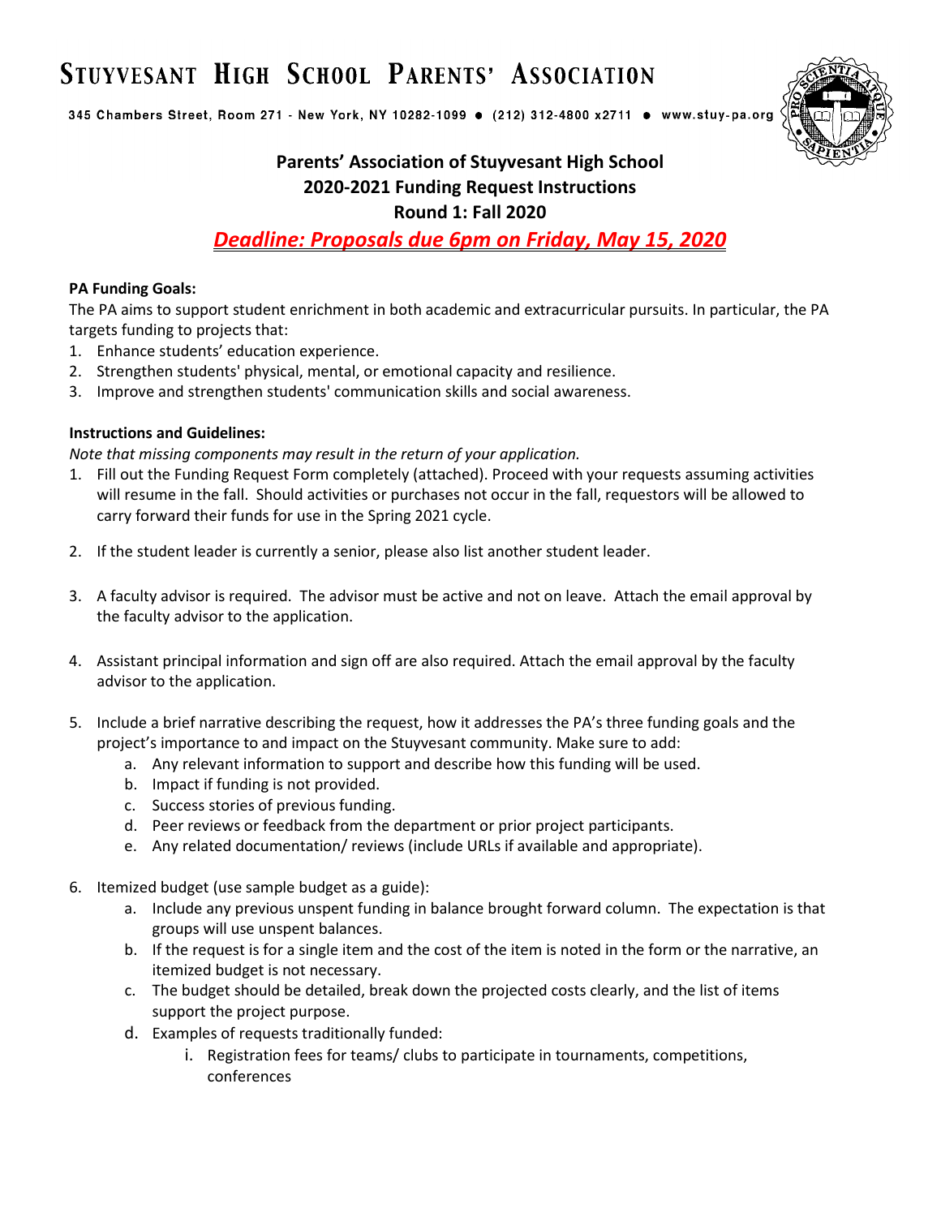# STUYVESANT HIGH SCHOOL PARENTS' ASSOCIATION

345 Chambers Street, Room 271 - New York, NY 10282-1099 ● (212) 312-4800 x2711 ● www.stuy-pa.org

## Parents' Association of Stuyvesant High School
## 2020-2021 Funding Request Instructions
## Round 1: Fall 2020

***Deadline: Proposals due 6pm on Friday, May 15, 2020***

**PA Funding Goals:**

The PA aims to support student enrichment in both academic and extracurricular pursuits. In particular, the PA targets funding to projects that:

1. Enhance students' education experience.
2. Strengthen students' physical, mental, or emotional capacity and resilience.
3. Improve and strengthen students' communication skills and social awareness.

**Instructions and Guidelines:**

*Note that missing components may result in the return of your application.*

1. Fill out the Funding Request Form completely (attached). Proceed with your requests assuming activities will resume in the fall. Should activities or purchases not occur in the fall, requestors will be allowed to carry forward their funds for use in the Spring 2021 cycle.

2. If the student leader is currently a senior, please also list another student leader.

3. A faculty advisor is required. The advisor must be active and not on leave. Attach the email approval by the faculty advisor to the application.

4. Assistant principal information and sign off are also required. Attach the email approval by the faculty advisor to the application.

5. Include a brief narrative describing the request, how it addresses the PA's three funding goals and the project's importance to and impact on the Stuyvesant community. Make sure to add:
   a. Any relevant information to support and describe how this funding will be used.
   b. Impact if funding is not provided.
   c. Success stories of previous funding.
   d. Peer reviews or feedback from the department or prior project participants.
   e. Any related documentation/ reviews (include URLs if available and appropriate).

6. Itemized budget (use sample budget as a guide):
   a. Include any previous unspent funding in balance brought forward column. The expectation is that groups will use unspent balances.
   b. If the request is for a single item and the cost of the item is noted in the form or the narrative, an itemized budget is not necessary.
   c. The budget should be detailed, break down the projected costs clearly, and the list of items support the project purpose.
   d. Examples of requests traditionally funded:
      i. Registration fees for teams/ clubs to participate in tournaments, competitions, conferences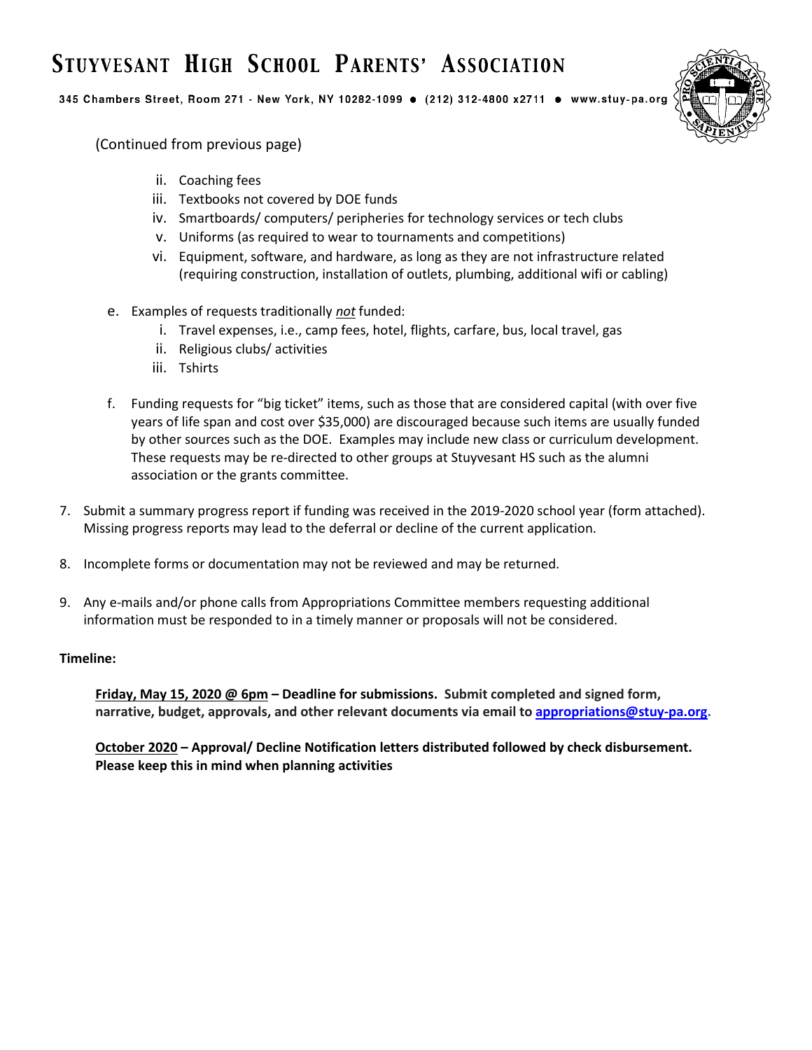(Continued from previous page)

   ii. Coaching fees
   iii. Textbooks not covered by DOE funds
   iv. Smartboards/ computers/ peripheries for technology services or tech clubs
   v. Uniforms (as required to wear to tournaments and competitions)
   vi. Equipment, software, and hardware, as long as they are not infrastructure related (requiring construction, installation of outlets, plumbing, additional wifi or cabling)

e. Examples of requests traditionally *not* funded:
   i. Travel expenses, i.e., camp fees, hotel, flights, carfare, bus, local travel, gas
   ii. Religious clubs/ activities
   iii. Tshirts

f. Funding requests for "big ticket" items, such as those that are considered capital (with over five years of life span and cost over $35,000) are discouraged because such items are usually funded by other sources such as the DOE. Examples may include new class or curriculum development. These requests may be re-directed to other groups at Stuyvesant HS such as the alumni association or the grants committee.

7. Submit a summary progress report if funding was received in the 2019-2020 school year (form attached). Missing progress reports may lead to the deferral or decline of the current application.

8. Incomplete forms or documentation may not be reviewed and may be returned.

9. Any e-mails and/or phone calls from Appropriations Committee members requesting additional information must be responded to in a timely manner or proposals will not be considered.

**Timeline:**

**Friday, May 15, 2020 @ 6pm – Deadline for submissions. Submit completed and signed form, narrative, budget, approvals, and other relevant documents via email to appropriations@stuy-pa.org.**

**October 2020 – Approval/ Decline Notification letters distributed followed by check disbursement. Please keep this in mind when planning activities**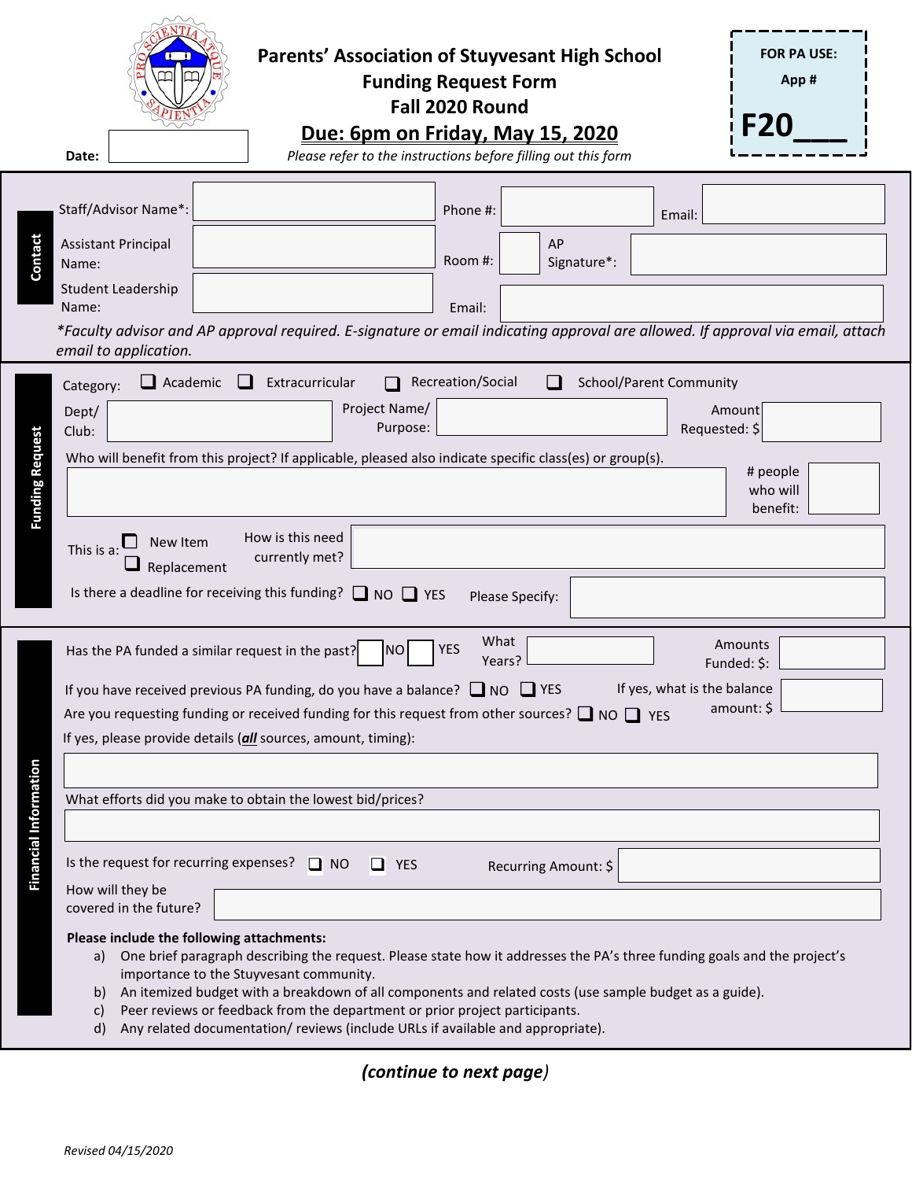# Parents' Association of Stuyvesant High School

## Funding Request Form

## Fall 2020 Round

**Due: 6pm on Friday, May 15, 2020**

*Please refer to the instructions before filling out this form*

**Date:**

**FOR PA USE:**
**App #**
**F20___**

### Contact

Staff/Advisor Name*: Phone #: Email:

Assistant Principal Name: Room #: AP Signature*:

Student Leadership Name: Email:

*\*Faculty advisor and AP approval required. E-signature or email indicating approval are allowed. If approval via email, attach email to application.*

### Funding Request

Category: ❑ Academic ❑ Extracurricular ❑ Recreation/Social ❑ School/Parent Community

Dept/Club: Project Name/Purpose: Amount Requested: $

Who will benefit from this project? If applicable, pleased also indicate specific class(es) or group(s).

\# people who will benefit:

This is a: ❑ New Item ❑ Replacement How is this need currently met?

Is there a deadline for receiving this funding? ❑ NO ❑ YES Please Specify:

### Financial Information

Has the PA funded a similar request in the past? NO YES What Years? Amounts Funded: $:

If you have received previous PA funding, do you have a balance? ❑ NO ❑ YES If yes, what is the balance amount: $

Are you requesting funding or received funding for this request from other sources? ❑ NO ❑ YES

If yes, please provide details (***all*** sources, amount, timing):

What efforts did you make to obtain the lowest bid/prices?

Is the request for recurring expenses? ❑ NO ❑ YES Recurring Amount: $

How will they be covered in the future?

**Please include the following attachments:**

a) One brief paragraph describing the request. Please state how it addresses the PA's three funding goals and the project's importance to the Stuyvesant community.
b) An itemized budget with a breakdown of all components and related costs (use sample budget as a guide).
c) Peer reviews or feedback from the department or prior project participants.
d) Any related documentation/ reviews (include URLs if available and appropriate).

***(continue to next page)***

*Revised 04/15/2020*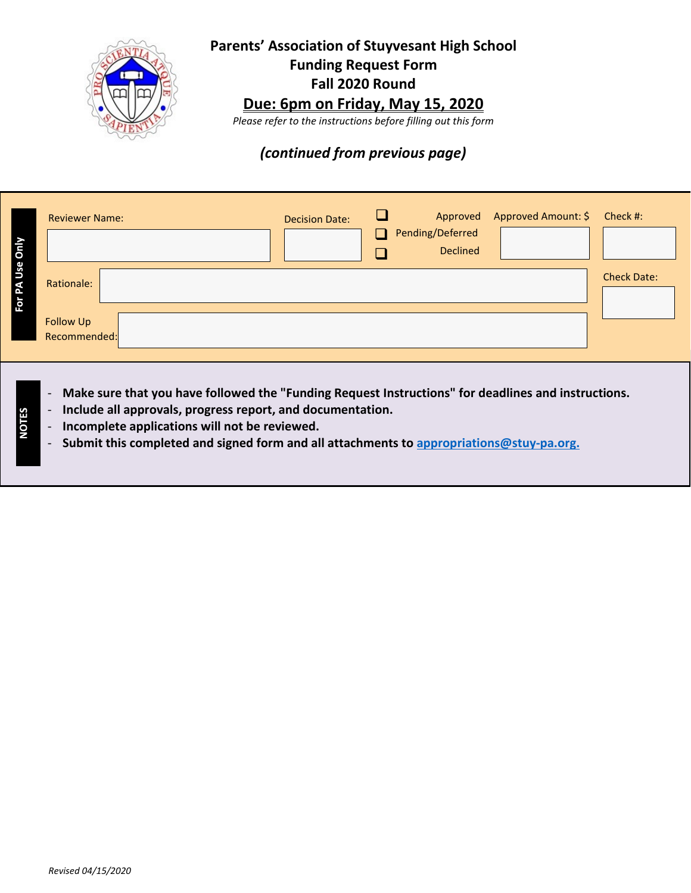# Parents' Association of Stuyvesant High School
## Funding Request Form
## Fall 2020 Round
## Due: 6pm on Friday, May 15, 2020

*Please refer to the instructions before filling out this form*

***(continued from previous page)***

**For PA Use Only**

| Reviewer Name: | Decision Date: | Status | Approved Amount: $ | Check #: |
|---|---|---|---|---|
| | | ❑ Approved<br>❑ Pending/Deferred<br>❑ Declined | | |

Rationale:

Check Date:

Follow Up Recommended:

**NOTES**

- **Make sure that you have followed the "Funding Request Instructions" for deadlines and instructions.**
- **Include all approvals, progress report, and documentation.**
- **Incomplete applications will not be reviewed.**
- **Submit this completed and signed form and all attachments to appropriations@stuy-pa.org.**

*Revised 04/15/2020*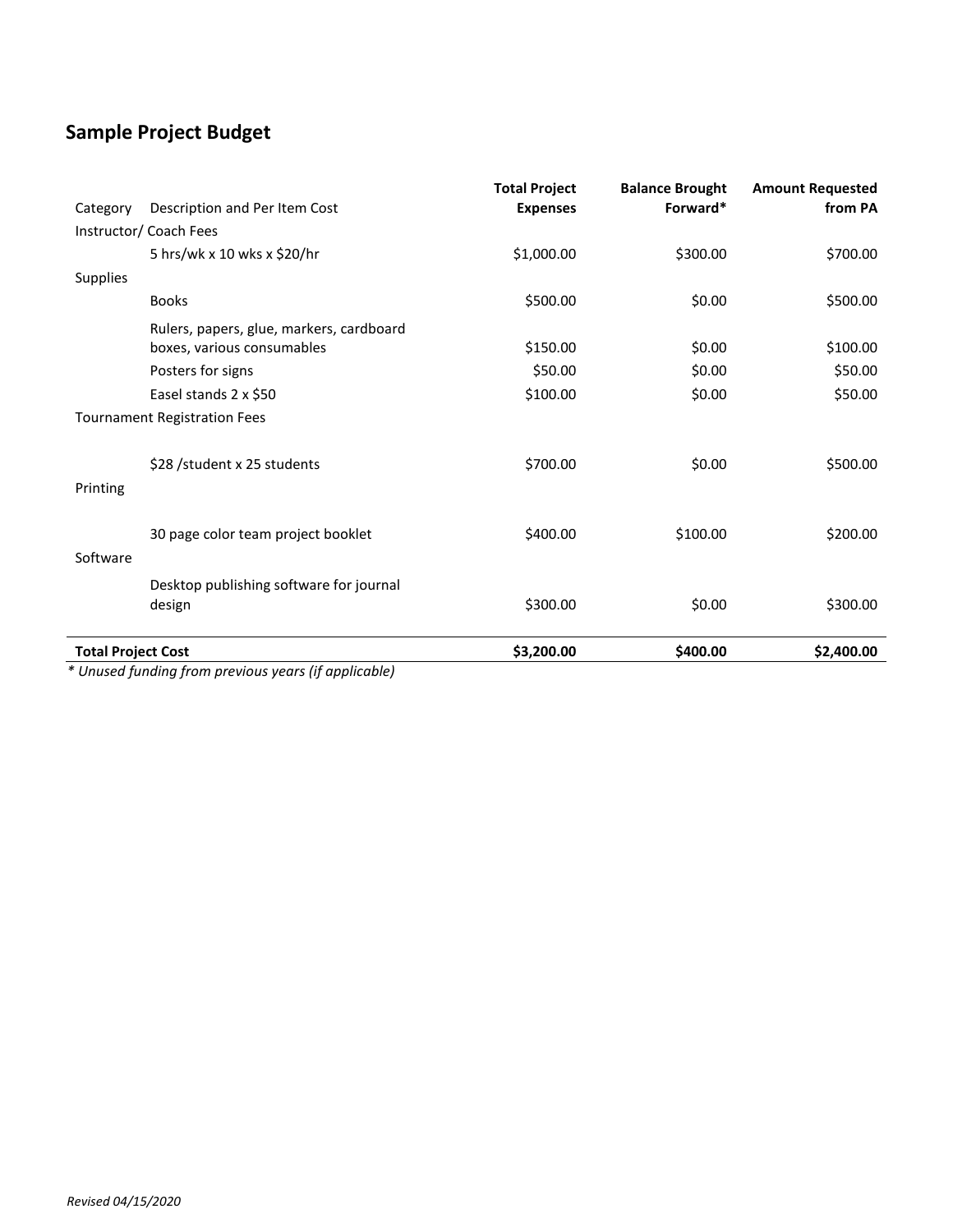## Sample Project Budget

| Category | Description and Per Item Cost | Total Project Expenses | Balance Brought Forward* | Amount Requested from PA |
|---|---|---|---|---|
| Instructor/ Coach Fees | | | | |
| | 5 hrs/wk x 10 wks x $20/hr | $1,000.00 | $300.00 | $700.00 |
| Supplies | | | | |
| | Books | $500.00 | $0.00 | $500.00 |
| | Rulers, papers, glue, markers, cardboard boxes, various consumables | $150.00 | $0.00 | $100.00 |
| | Posters for signs | $50.00 | $0.00 | $50.00 |
| | Easel stands 2 x $50 | $100.00 | $0.00 | $50.00 |
| Tournament Registration Fees | | | | |
| | $28 /student x 25 students | $700.00 | $0.00 | $500.00 |
| Printing | | | | |
| | 30 page color team project booklet | $400.00 | $100.00 | $200.00 |
| Software | | | | |
| | Desktop publishing software for journal design | $300.00 | $0.00 | $300.00 |
| **Total Project Cost** | | **$3,200.00** | **$400.00** | **$2,400.00** |

*\* Unused funding from previous years (if applicable)*

*Revised 04/15/2020*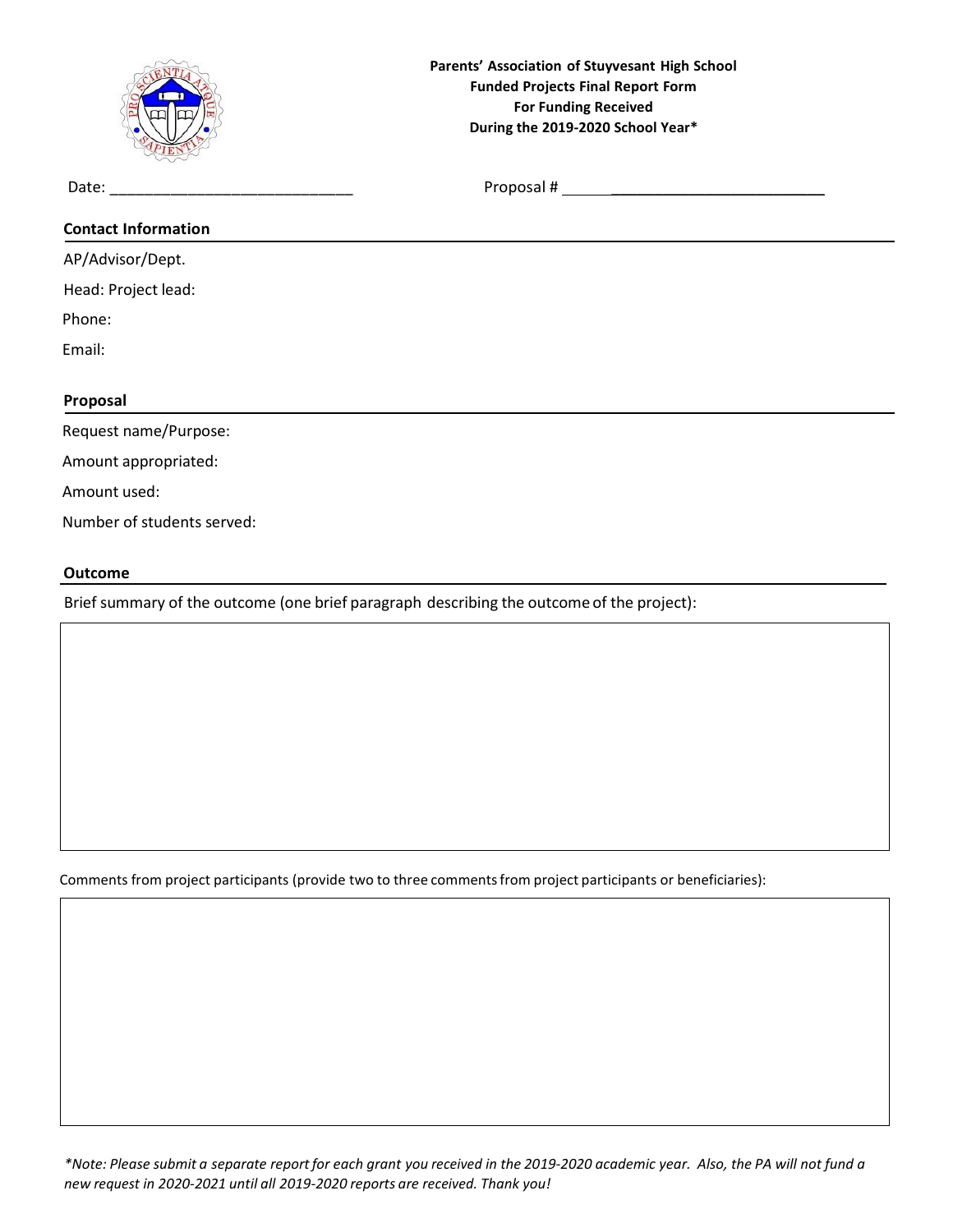**Parents' Association of Stuyvesant High School**
**Funded Projects Final Report Form**
**For Funding Received**
**During the 2019-2020 School Year***

Date: ____________________________ Proposal # ______________________________

## Contact Information

AP/Advisor/Dept.

Head: Project lead:

Phone:

Email:

## Proposal

Request name/Purpose:

Amount appropriated:

Amount used:

Number of students served:

## Outcome

Brief summary of the outcome (one brief paragraph describing the outcome of the project):

Comments from project participants (provide two to three comments from project participants or beneficiaries):

**Note: Please submit a separate report for each grant you received in the 2019-2020 academic year. Also, the PA will not fund a new request in 2020-2021 until all 2019-2020 reports are received. Thank you!*